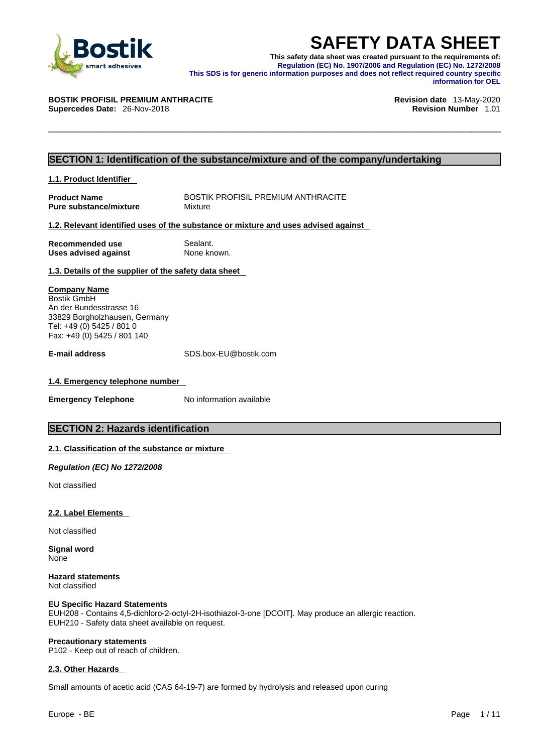# SAFETY DATA SHEET

**This safety data sheet was created pursuant to the requirements of:**
**Regulation (EC) No. 1907/2006 and Regulation (EC) No. 1272/2008**
**This SDS is for generic information purposes and does not reflect required country specific information for OEL**

**BOSTIK PROFISIL PREMIUM ANTHRACITE** | **Revision date** 13-May-2020
**Supercedes Date:** 26-Nov-2018 | **Revision Number** 1.01

## SECTION 1: Identification of the substance/mixture and of the company/undertaking

### 1.1. Product Identifier

**Product Name** BOSTIK PROFISIL PREMIUM ANTHRACITE
**Pure substance/mixture** Mixture

### 1.2. Relevant identified uses of the substance or mixture and uses advised against

**Recommended use** Sealant.
**Uses advised against** None known.

### 1.3. Details of the supplier of the safety data sheet

**Company Name**
Bostik GmbH
An der Bundesstrasse 16
33829 Borgholzhausen, Germany
Tel: +49 (0) 5425 / 801 0
Fax: +49 (0) 5425 / 801 140

**E-mail address** SDS.box-EU@bostik.com

### 1.4. Emergency telephone number

**Emergency Telephone** No information available

## SECTION 2: Hazards identification

### 2.1. Classification of the substance or mixture

***Regulation (EC) No 1272/2008***

Not classified

### 2.2. Label Elements

Not classified

**Signal word**
None

**Hazard statements**
Not classified

**EU Specific Hazard Statements**
EUH208 - Contains 4,5-dichloro-2-octyl-2H-isothiazol-3-one [DCOIT]. May produce an allergic reaction.
EUH210 - Safety data sheet available on request.

**Precautionary statements**
P102 - Keep out of reach of children.

### 2.3. Other Hazards

Small amounts of acetic acid (CAS 64-19-7) are formed by hydrolysis and released upon curing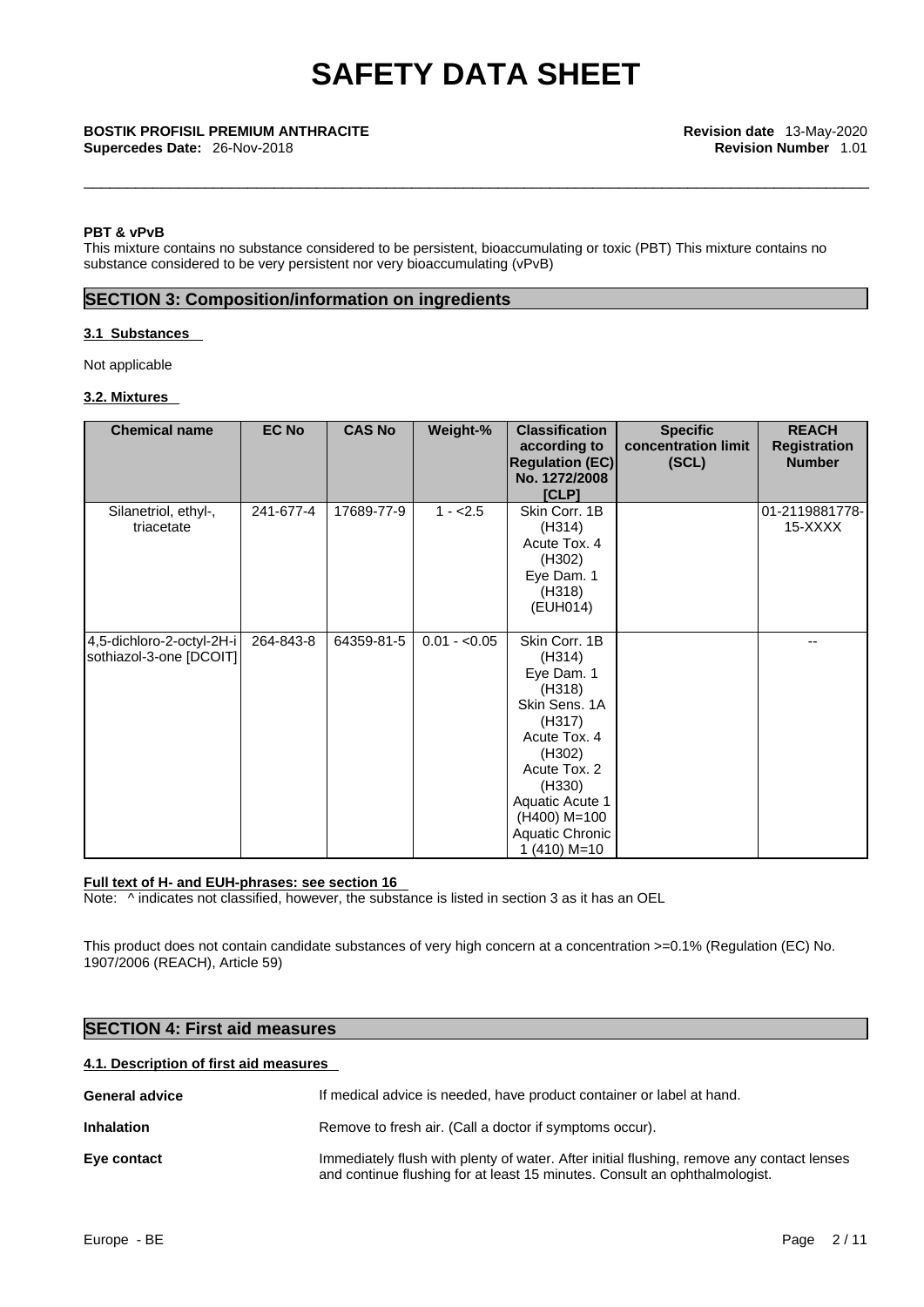**PBT & vPvB**

This mixture contains no substance considered to be persistent, bioaccumulating or toxic (PBT) This mixture contains no substance considered to be very persistent nor very bioaccumulating (vPvB)

## SECTION 3: Composition/information on ingredients

### 3.1 Substances

Not applicable

### 3.2. Mixtures

| Chemical name | EC No | CAS No | Weight-% | Classification according to Regulation (EC) No. 1272/2008 [CLP] | Specific concentration limit (SCL) | REACH Registration Number |
|---|---|---|---|---|---|---|
| Silanetriol, ethyl-, triacetate | 241-677-4 | 17689-77-9 | 1 - <2.5 | Skin Corr. 1B (H314) Acute Tox. 4 (H302) Eye Dam. 1 (H318) (EUH014) | | 01-2119881778-15-XXXX |
| 4,5-dichloro-2-octyl-2H-isothiazol-3-one [DCOIT] | 264-843-8 | 64359-81-5 | 0.01 - <0.05 | Skin Corr. 1B (H314) Eye Dam. 1 (H318) Skin Sens. 1A (H317) Acute Tox. 4 (H302) Acute Tox. 2 (H330) Aquatic Acute 1 (H400) M=100 Aquatic Chronic 1 (410) M=10 | | -- |

**Full text of H- and EUH-phrases: see section 16**

Note: ^ indicates not classified, however, the substance is listed in section 3 as it has an OEL

This product does not contain candidate substances of very high concern at a concentration >=0.1% (Regulation (EC) No. 1907/2006 (REACH), Article 59)

## SECTION 4: First aid measures

### 4.1. Description of first aid measures

**General advice** If medical advice is needed, have product container or label at hand.

**Inhalation** Remove to fresh air. (Call a doctor if symptoms occur).

**Eye contact** Immediately flush with plenty of water. After initial flushing, remove any contact lenses and continue flushing for at least 15 minutes. Consult an ophthalmologist.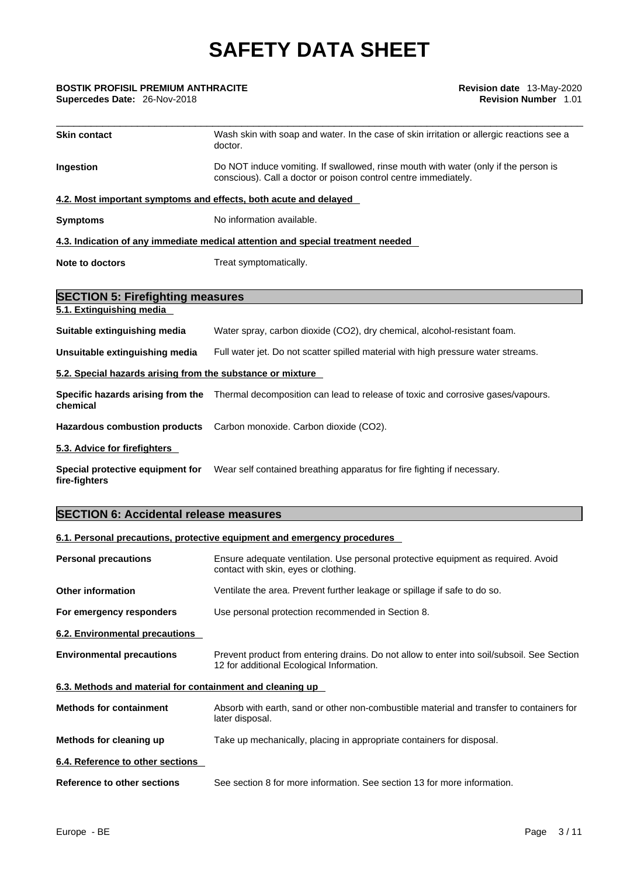| | |
|---|---|
| **Skin contact** | Wash skin with soap and water. In the case of skin irritation or allergic reactions see a doctor. |
| **Ingestion** | Do NOT induce vomiting. If swallowed, rinse mouth with water (only if the person is conscious). Call a doctor or poison control centre immediately. |

**4.2. Most important symptoms and effects, both acute and delayed**

| | |
|---|---|
| **Symptoms** | No information available. |

**4.3. Indication of any immediate medical attention and special treatment needed**

| | |
|---|---|
| **Note to doctors** | Treat symptomatically. |

## SECTION 5: Firefighting measures

**5.1. Extinguishing media**

| | |
|---|---|
| **Suitable extinguishing media** | Water spray, carbon dioxide ($CO_2$), dry chemical, alcohol-resistant foam. |
| **Unsuitable extinguishing media** | Full water jet. Do not scatter spilled material with high pressure water streams. |

**5.2. Special hazards arising from the substance or mixture**

| | |
|---|---|
| **Specific hazards arising from the chemical** | Thermal decomposition can lead to release of toxic and corrosive gases/vapours. |
| **Hazardous combustion products** | Carbon monoxide. Carbon dioxide ($CO_2$). |

**5.3. Advice for firefighters**

| | |
|---|---|
| **Special protective equipment for fire-fighters** | Wear self contained breathing apparatus for fire fighting if necessary. |

## SECTION 6: Accidental release measures

**6.1. Personal precautions, protective equipment and emergency procedures**

| | |
|---|---|
| **Personal precautions** | Ensure adequate ventilation. Use personal protective equipment as required. Avoid contact with skin, eyes or clothing. |
| **Other information** | Ventilate the area. Prevent further leakage or spillage if safe to do so. |
| **For emergency responders** | Use personal protection recommended in Section 8. |

**6.2. Environmental precautions**

| | |
|---|---|
| **Environmental precautions** | Prevent product from entering drains. Do not allow to enter into soil/subsoil. See Section 12 for additional Ecological Information. |

**6.3. Methods and material for containment and cleaning up**

| | |
|---|---|
| **Methods for containment** | Absorb with earth, sand or other non-combustible material and transfer to containers for later disposal. |
| **Methods for cleaning up** | Take up mechanically, placing in appropriate containers for disposal. |

**6.4. Reference to other sections**

| | |
|---|---|
| **Reference to other sections** | See section 8 for more information. See section 13 for more information. |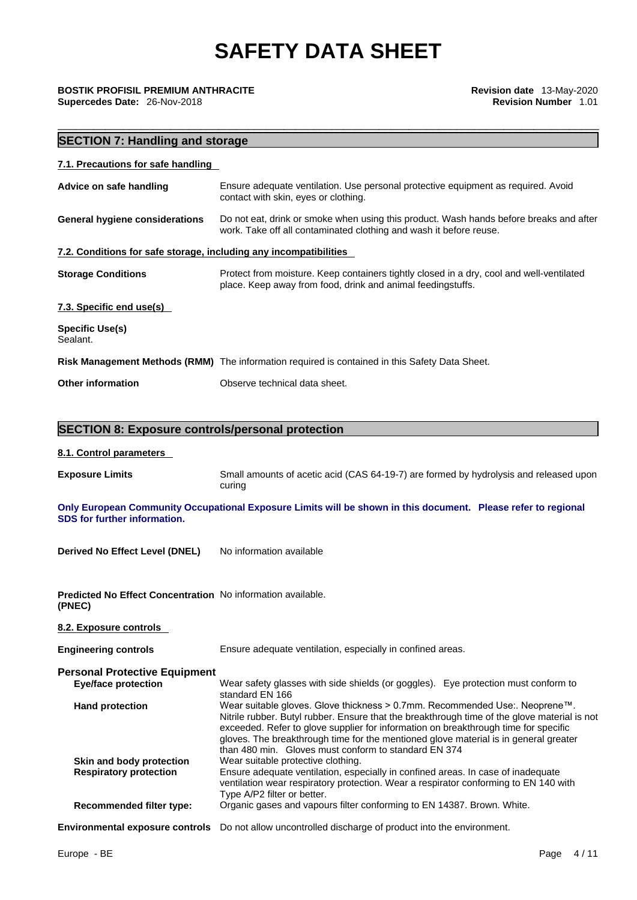# SAFETY DATA SHEET

**BOSTIK PROFISIL PREMIUM ANTHRACITE**
**Supercedes Date:** 26-Nov-2018

**Revision date** 13-May-2020
**Revision Number** 1.01

## SECTION 7: Handling and storage

### 7.1. Precautions for safe handling

**Advice on safe handling** — Ensure adequate ventilation. Use personal protective equipment as required. Avoid contact with skin, eyes or clothing.

**General hygiene considerations** — Do not eat, drink or smoke when using this product. Wash hands before breaks and after work. Take off all contaminated clothing and wash it before reuse.

### 7.2. Conditions for safe storage, including any incompatibilities

**Storage Conditions** — Protect from moisture. Keep containers tightly closed in a dry, cool and well-ventilated place. Keep away from food, drink and animal feedingstuffs.

### 7.3. Specific end use(s)

**Specific Use(s)**
Sealant.

**Risk Management Methods (RMM)** — The information required is contained in this Safety Data Sheet.

**Other information** — Observe technical data sheet.

## SECTION 8: Exposure controls/personal protection

### 8.1. Control parameters

**Exposure Limits** — Small amounts of acetic acid (CAS 64-19-7) are formed by hydrolysis and released upon curing

**Only European Community Occupational Exposure Limits will be shown in this document. Please refer to regional SDS for further information.**

**Derived No Effect Level (DNEL)** — No information available

**Predicted No Effect Concentration (PNEC)** — No information available.

### 8.2. Exposure controls

**Engineering controls** — Ensure adequate ventilation, especially in confined areas.

**Personal Protective Equipment**

- **Eye/face protection** — Wear safety glasses with side shields (or goggles). Eye protection must conform to standard EN 166
- **Hand protection** — Wear suitable gloves. Glove thickness > 0.7mm. Recommended Use:. Neoprene™. Nitrile rubber. Butyl rubber. Ensure that the breakthrough time of the glove material is not exceeded. Refer to glove supplier for information on breakthrough time for specific gloves. The breakthrough time for the mentioned glove material is in general greater than 480 min. Gloves must conform to standard EN 374
- **Skin and body protection** — Wear suitable protective clothing.
- **Respiratory protection** — Ensure adequate ventilation, especially in confined areas. In case of inadequate ventilation wear respiratory protection. Wear a respirator conforming to EN 140 with Type A/P2 filter or better.
- **Recommended filter type:** — Organic gases and vapours filter conforming to EN 14387. Brown. White.

**Environmental exposure controls** — Do not allow uncontrolled discharge of product into the environment.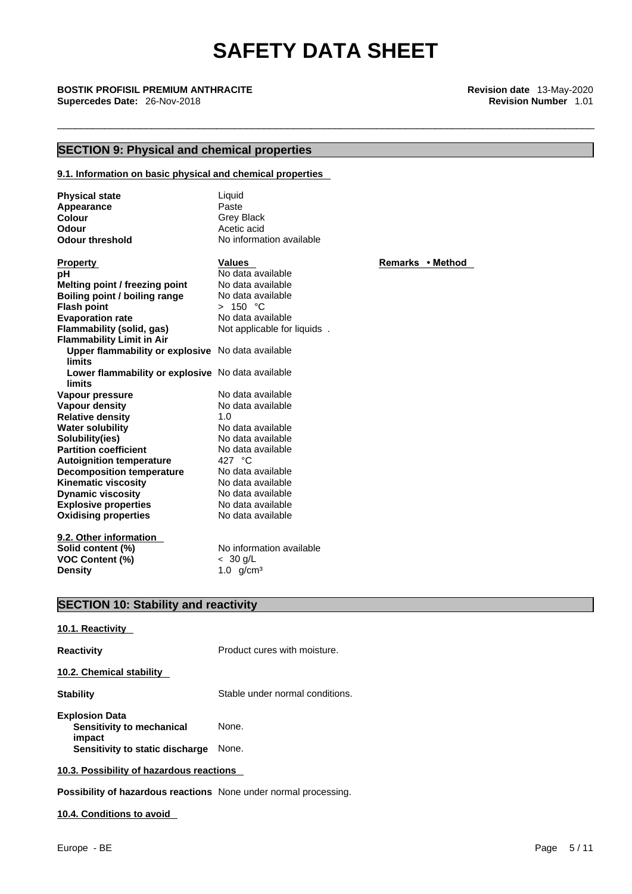## SECTION 9: Physical and chemical properties

### 9.1. Information on basic physical and chemical properties

| | |
|---|---|
| **Physical state** | Liquid |
| **Appearance** | Paste |
| **Colour** | Grey Black |
| **Odour** | Acetic acid |
| **Odour threshold** | No information available |

| **Property** | **Values** | **Remarks • Method** |
|---|---|---|
| **pH** | No data available | |
| **Melting point / freezing point** | No data available | |
| **Boiling point / boiling range** | No data available | |
| **Flash point** | > 150 °C | |
| **Evaporation rate** | No data available | |
| **Flammability (solid, gas)** | Not applicable for liquids . | |
| **Flammability Limit in Air** | | |
| **Upper flammability or explosive limits** | No data available | |
| **Lower flammability or explosive limits** | No data available | |
| **Vapour pressure** | No data available | |
| **Vapour density** | No data available | |
| **Relative density** | 1.0 | |
| **Water solubility** | No data available | |
| **Solubility(ies)** | No data available | |
| **Partition coefficient** | No data available | |
| **Autoignition temperature** | 427 °C | |
| **Decomposition temperature** | No data available | |
| **Kinematic viscosity** | No data available | |
| **Dynamic viscosity** | No data available | |
| **Explosive properties** | No data available | |
| **Oxidising properties** | No data available | |

### 9.2. Other information

| | |
|---|---|
| **Solid content (%)** | No information available |
| **VOC Content (%)** | < 30 g/L |
| **Density** | 1.0 g/cm³ |

## SECTION 10: Stability and reactivity

### 10.1. Reactivity

**Reactivity** Product cures with moisture.

### 10.2. Chemical stability

**Stability** Stable under normal conditions.

**Explosion Data**
- **Sensitivity to mechanical impact** None.
- **Sensitivity to static discharge** None.

### 10.3. Possibility of hazardous reactions

**Possibility of hazardous reactions** None under normal processing.

### 10.4. Conditions to avoid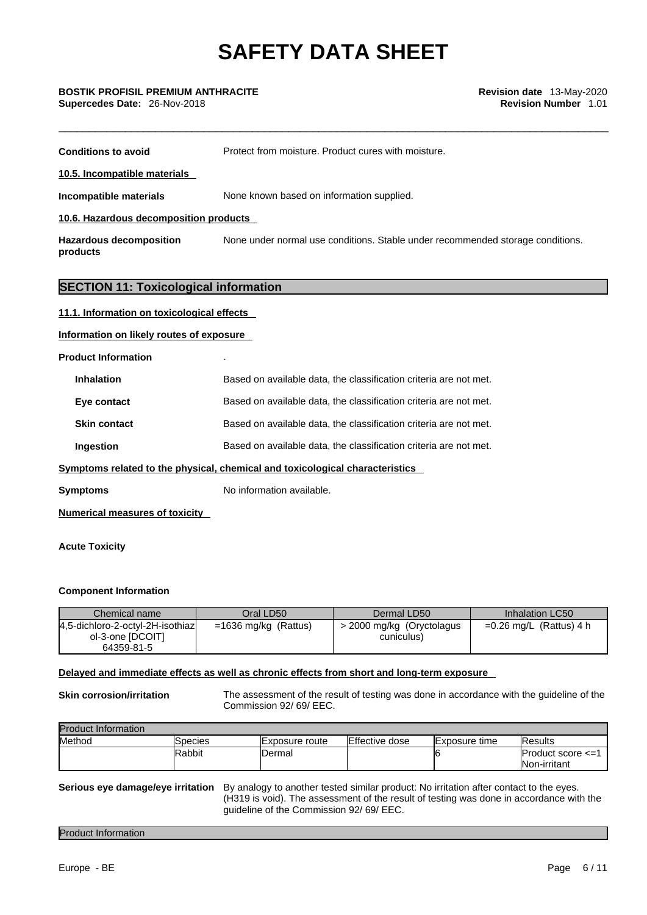**Conditions to avoid** Protect from moisture. Product cures with moisture.

**10.5. Incompatible materials**

**Incompatible materials** None known based on information supplied.

**10.6. Hazardous decomposition products**

**Hazardous decomposition products** None under normal use conditions. Stable under recommended storage conditions.

## SECTION 11: Toxicological information

**11.1. Information on toxicological effects**

**Information on likely routes of exposure**

**Product Information** .

**Inhalation** Based on available data, the classification criteria are not met.

**Eye contact** Based on available data, the classification criteria are not met.

**Skin contact** Based on available data, the classification criteria are not met.

**Ingestion** Based on available data, the classification criteria are not met.

**Symptoms related to the physical, chemical and toxicological characteristics**

**Symptoms** No information available.

**Numerical measures of toxicity**

**Acute Toxicity**

**Component Information**

| Chemical name | Oral LD50 | Dermal LD50 | Inhalation LC50 |
|---|---|---|---|
| 4,5-dichloro-2-octyl-2H-isothiazol-3-one [DCOIT] 64359-81-5 | =1636 mg/kg (Rattus) | > 2000 mg/kg (Oryctolagus cuniculus) | =0.26 mg/L (Rattus) 4 h |

**Delayed and immediate effects as well as chronic effects from short and long-term exposure**

**Skin corrosion/irritation** The assessment of the result of testing was done in accordance with the guideline of the Commission 92/ 69/ EEC.

| Product Information | | | | | |
|---|---|---|---|---|---|
| Method | Species | Exposure route | Effective dose | Exposure time | Results |
| | Rabbit | Dermal | | 6 | Product score <=1 Non-irritant |

**Serious eye damage/eye irritation** By analogy to another tested similar product: No irritation after contact to the eyes. (H319 is void). The assessment of the result of testing was done in accordance with the guideline of the Commission 92/ 69/ EEC.

| Product Information |
|---|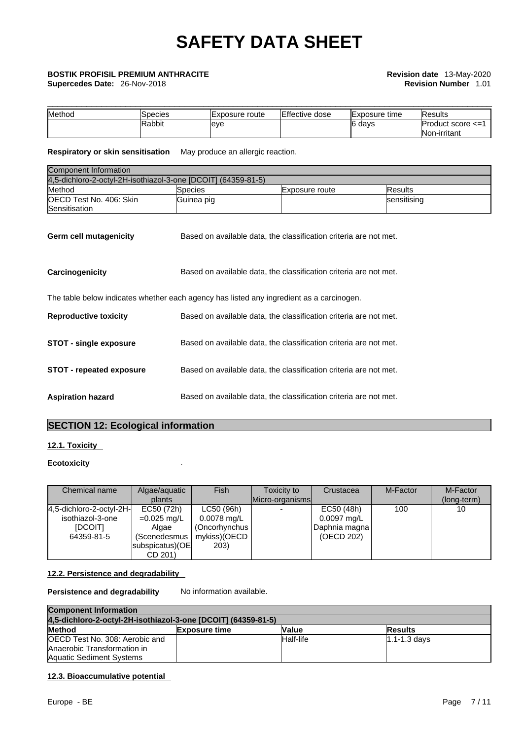| Method | Species | Exposure route | Effective dose | Exposure time | Results |
|---|---|---|---|---|---|
| | Rabbit | eye | | 6 days | Product score <=1 Non-irritant |

**Respiratory or skin sensitisation** May produce an allergic reaction.

| Component Information | | | |
|---|---|---|---|
| 4,5-dichloro-2-octyl-2H-isothiazol-3-one [DCOIT] (64359-81-5) | | | |
| Method | Species | Exposure route | Results |
| OECD Test No. 406: Skin Sensitisation | Guinea pig | | sensitising |

**Germ cell mutagenicity** Based on available data, the classification criteria are not met.

**Carcinogenicity** Based on available data, the classification criteria are not met.

The table below indicates whether each agency has listed any ingredient as a carcinogen.

**Reproductive toxicity** Based on available data, the classification criteria are not met.

**STOT - single exposure** Based on available data, the classification criteria are not met.

**STOT - repeated exposure** Based on available data, the classification criteria are not met.

**Aspiration hazard** Based on available data, the classification criteria are not met.

## SECTION 12: Ecological information

### 12.1. Toxicity

**Ecotoxicity** .

| Chemical name | Algae/aquatic plants | Fish | Toxicity to Micro-organisms | Crustacea | M-Factor | M-Factor (long-term) |
|---|---|---|---|---|---|---|
| 4,5-dichloro-2-octyl-2H-isothiazol-3-one [DCOIT] 64359-81-5 | EC50 (72h) =0.025 mg/L Algae (Scenedesmus subspicatus)(OECD 201) | LC50 (96h) 0.0078 mg/L (Oncorhynchus mykiss)(OECD 203) | - | EC50 (48h) 0.0097 mg/L Daphnia magna (OECD 202) | 100 | 10 |

### 12.2. Persistence and degradability

**Persistence and degradability** No information available.

| Component Information | | | |
|---|---|---|---|
| **4,5-dichloro-2-octyl-2H-isothiazol-3-one [DCOIT] (64359-81-5)** | | | |
| **Method** | **Exposure time** | **Value** | **Results** |
| OECD Test No. 308: Aerobic and Anaerobic Transformation in Aquatic Sediment Systems | | Half-life | 1.1-1.3 days |

### 12.3. Bioaccumulative potential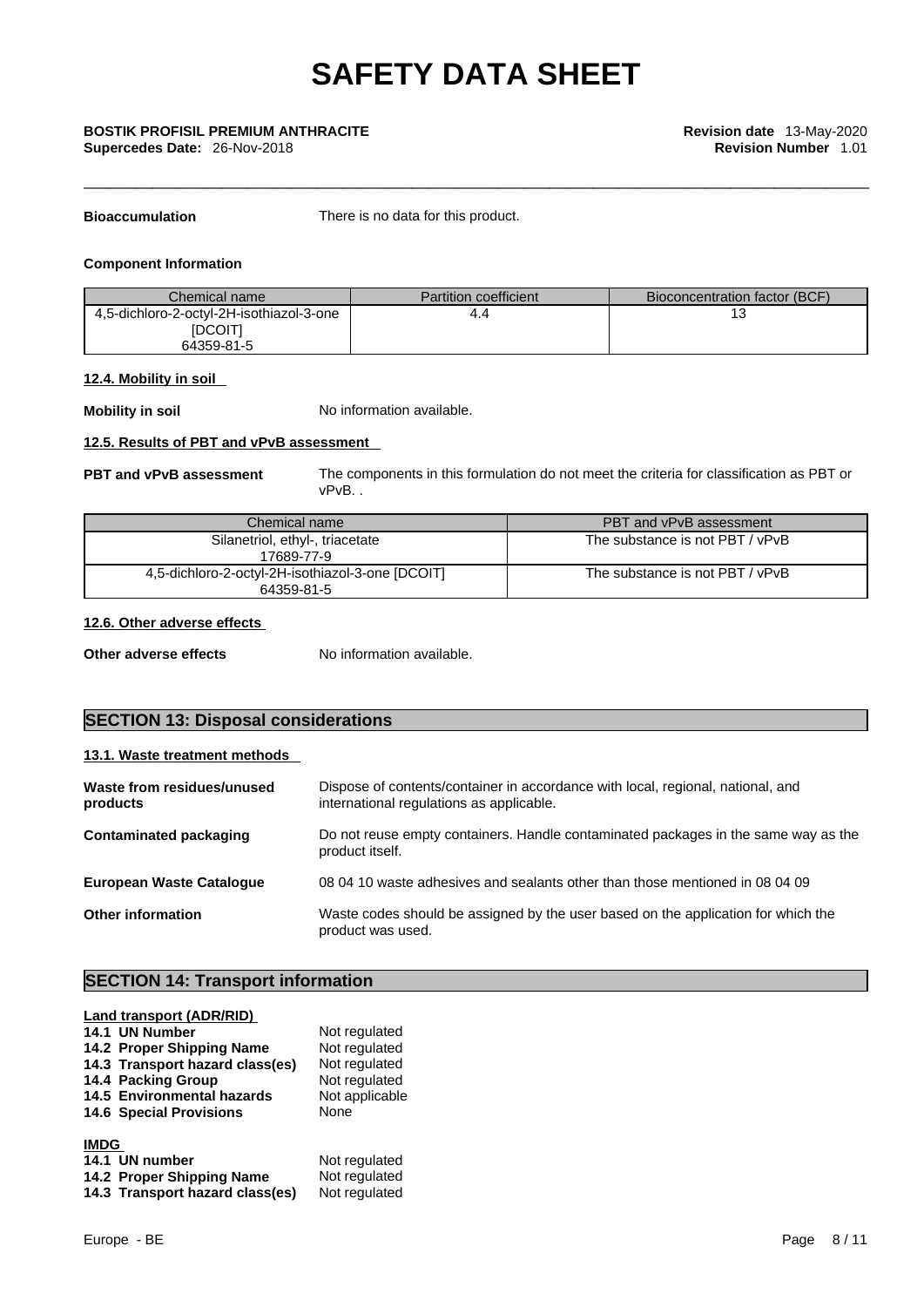**Bioaccumulation** There is no data for this product.

**Component Information**

| Chemical name | Partition coefficient | Bioconcentration factor (BCF) |
|---|---|---|
| 4,5-dichloro-2-octyl-2H-isothiazol-3-one [DCOIT] 64359-81-5 | 4.4 | 13 |

**12.4. Mobility in soil**

**Mobility in soil** No information available.

**12.5. Results of PBT and vPvB assessment**

**PBT and vPvB assessment** The components in this formulation do not meet the criteria for classification as PBT or vPvB. .

| Chemical name | PBT and vPvB assessment |
|---|---|
| Silanetriol, ethyl-, triacetate 17689-77-9 | The substance is not PBT / vPvB |
| 4,5-dichloro-2-octyl-2H-isothiazol-3-one [DCOIT] 64359-81-5 | The substance is not PBT / vPvB |

**12.6. Other adverse effects**

**Other adverse effects** No information available.

## SECTION 13: Disposal considerations

**13.1. Waste treatment methods**

**Waste from residues/unused products** Dispose of contents/container in accordance with local, regional, national, and international regulations as applicable.

**Contaminated packaging** Do not reuse empty containers. Handle contaminated packages in the same way as the product itself.

**European Waste Catalogue** 08 04 10 waste adhesives and sealants other than those mentioned in 08 04 09

**Other information** Waste codes should be assigned by the user based on the application for which the product was used.

## SECTION 14: Transport information

**Land transport (ADR/RID)**

**14.1 UN Number** Not regulated
**14.2 Proper Shipping Name** Not regulated
**14.3 Transport hazard class(es)** Not regulated
**14.4 Packing Group** Not regulated
**14.5 Environmental hazards** Not applicable
**14.6 Special Provisions** None

**IMDG**

**14.1 UN number** Not regulated
**14.2 Proper Shipping Name** Not regulated
**14.3 Transport hazard class(es)** Not regulated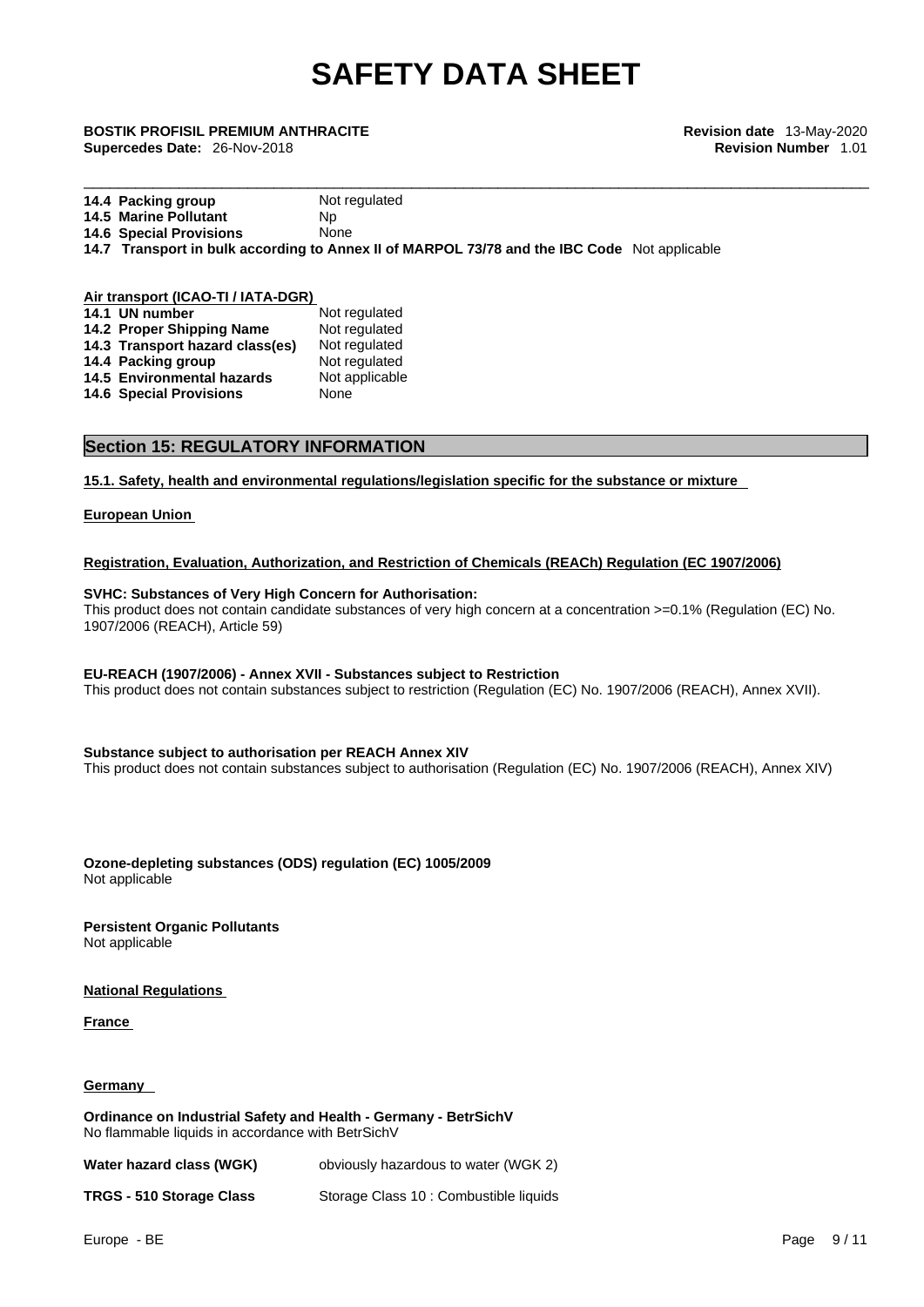| | |
|---|---|
| **14.4 Packing group** | Not regulated |
| **14.5 Marine Pollutant** | Np |
| **14.6 Special Provisions** | None |

**14.7 Transport in bulk according to Annex II of MARPOL 73/78 and the IBC Code** Not applicable

**Air transport (ICAO-TI / IATA-DGR)**

| | |
|---|---|
| **14.1 UN number** | Not regulated |
| **14.2 Proper Shipping Name** | Not regulated |
| **14.3 Transport hazard class(es)** | Not regulated |
| **14.4 Packing group** | Not regulated |
| **14.5 Environmental hazards** | Not applicable |
| **14.6 Special Provisions** | None |

## Section 15: REGULATORY INFORMATION

**15.1. Safety, health and environmental regulations/legislation specific for the substance or mixture**

**European Union**

**Registration, Evaluation, Authorization, and Restriction of Chemicals (REACh) Regulation (EC 1907/2006)**

**SVHC: Substances of Very High Concern for Authorisation:**
This product does not contain candidate substances of very high concern at a concentration >=0.1% (Regulation (EC) No. 1907/2006 (REACH), Article 59)

**EU-REACH (1907/2006) - Annex XVII - Substances subject to Restriction**
This product does not contain substances subject to restriction (Regulation (EC) No. 1907/2006 (REACH), Annex XVII).

**Substance subject to authorisation per REACH Annex XIV**
This product does not contain substances subject to authorisation (Regulation (EC) No. 1907/2006 (REACH), Annex XIV)

**Ozone-depleting substances (ODS) regulation (EC) 1005/2009**
Not applicable

**Persistent Organic Pollutants**
Not applicable

**National Regulations**

**France**

**Germany**

**Ordinance on Industrial Safety and Health - Germany - BetrSichV**
No flammable liquids in accordance with BetrSichV

| | |
|---|---|
| **Water hazard class (WGK)** | obviously hazardous to water (WGK 2) |
| **TRGS - 510 Storage Class** | Storage Class 10 : Combustible liquids |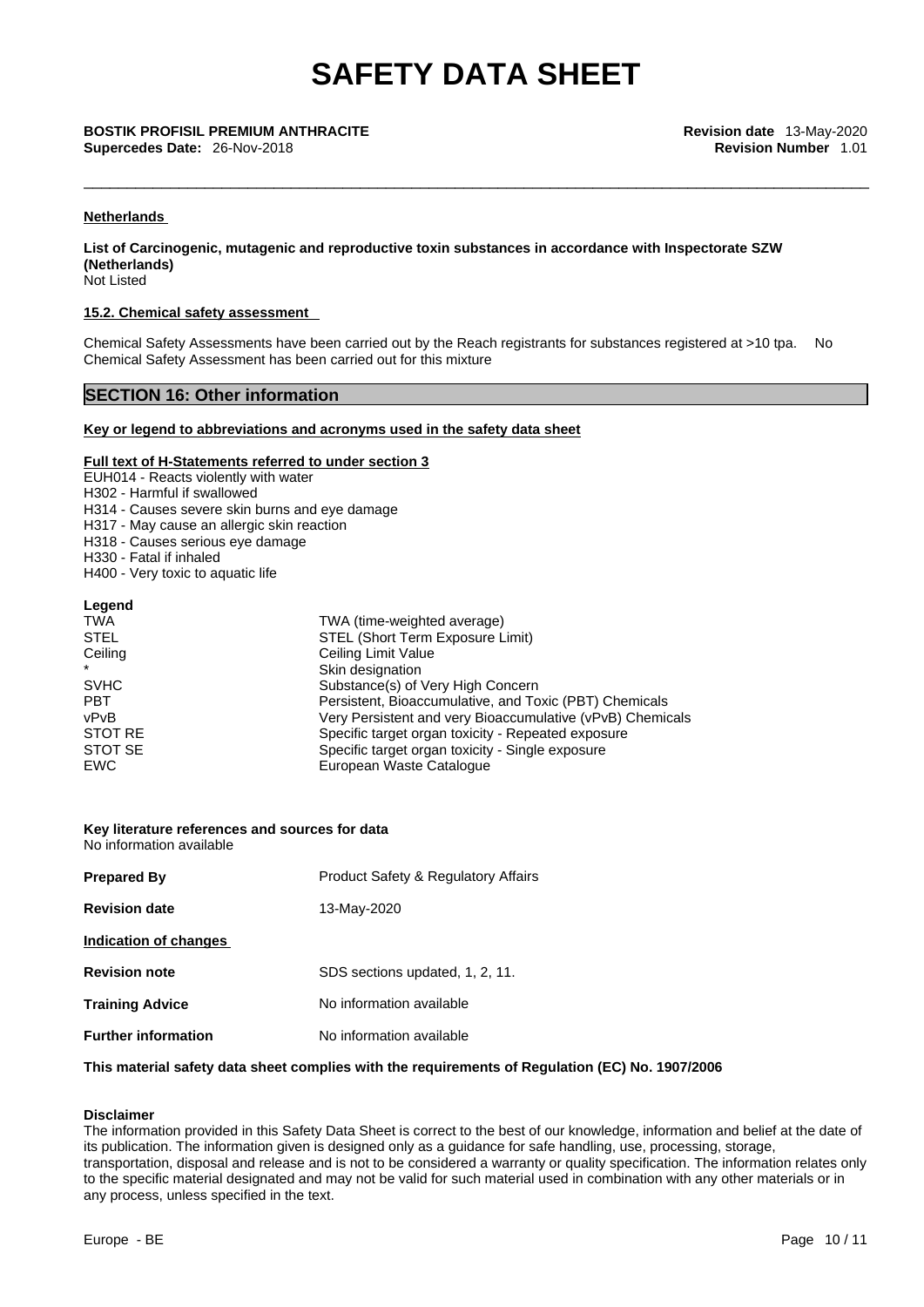#### Netherlands

**List of Carcinogenic, mutagenic and reproductive toxin substances in accordance with Inspectorate SZW (Netherlands)**
Not Listed

#### 15.2. Chemical safety assessment

Chemical Safety Assessments have been carried out by the Reach registrants for substances registered at >10 tpa. No Chemical Safety Assessment has been carried out for this mixture

## SECTION 16: Other information

#### Key or legend to abbreviations and acronyms used in the safety data sheet

**Full text of H-Statements referred to under section 3**

EUH014 - Reacts violently with water
H302 - Harmful if swallowed
H314 - Causes severe skin burns and eye damage
H317 - May cause an allergic skin reaction
H318 - Causes serious eye damage
H330 - Fatal if inhaled
H400 - Very toxic to aquatic life

**Legend**

| | |
|---|---|
| TWA | TWA (time-weighted average) |
| STEL | STEL (Short Term Exposure Limit) |
| Ceiling | Ceiling Limit Value |
| * | Skin designation |
| SVHC | Substance(s) of Very High Concern |
| PBT | Persistent, Bioaccumulative, and Toxic (PBT) Chemicals |
| vPvB | Very Persistent and very Bioaccumulative (vPvB) Chemicals |
| STOT RE | Specific target organ toxicity - Repeated exposure |
| STOT SE | Specific target organ toxicity - Single exposure |
| EWC | European Waste Catalogue |

**Key literature references and sources for data**
No information available

**Prepared By** Product Safety & Regulatory Affairs

**Revision date** 13-May-2020

**Indication of changes**

**Revision note** SDS sections updated, 1, 2, 11.

**Training Advice** No information available

**Further information** No information available

**This material safety data sheet complies with the requirements of Regulation (EC) No. 1907/2006**

**Disclaimer**
The information provided in this Safety Data Sheet is correct to the best of our knowledge, information and belief at the date of its publication. The information given is designed only as a guidance for safe handling, use, processing, storage, transportation, disposal and release and is not to be considered a warranty or quality specification. The information relates only to the specific material designated and may not be valid for such material used in combination with any other materials or in any process, unless specified in the text.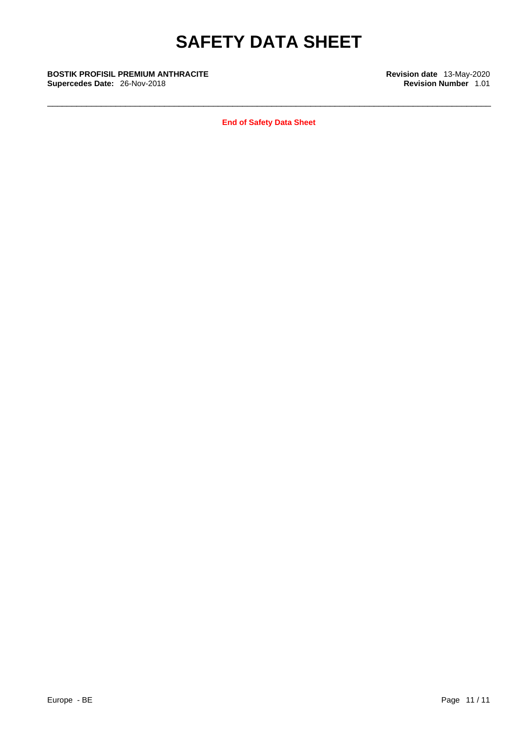**End of Safety Data Sheet**